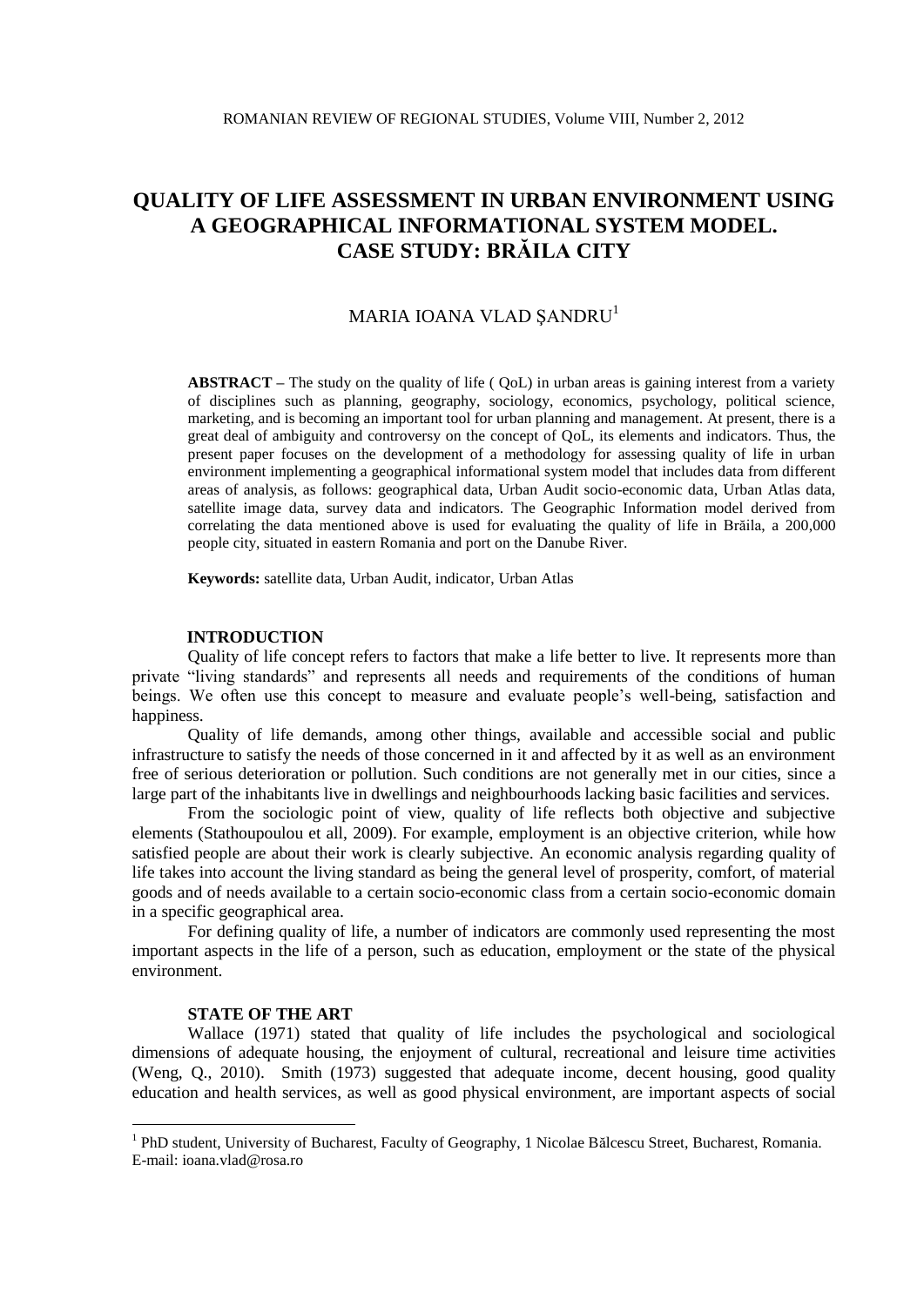# QUALITY OF LIFE ASSESSMENT IN URBAN ENVIRONMENT USING A GEOGRAPHICAL INFORMATIONAL SYSTEM MODEL. CASE STUDY: BRĂILA CITY

MARIA IOANA VLAD ŞANDRU[1]

**ABSTRACT –** The study on the quality of life ( QoL) in urban areas is gaining interest from a variety of disciplines such as planning, geography, sociology, economics, psychology, political science, marketing, and is becoming an important tool for urban planning and management. At present, there is a great deal of ambiguity and controversy on the concept of QoL, its elements and indicators. Thus, the present paper focuses on the development of a methodology for assessing quality of life in urban environment implementing a geographical informational system model that includes data from different areas of analysis, as follows: geographical data, Urban Audit socio-economic data, Urban Atlas data, satellite image data, survey data and indicators. The Geographic Information model derived from correlating the data mentioned above is used for evaluating the quality of life in Brăila, a 200,000 people city, situated in eastern Romania and port on the Danube River.

**Keywords:** satellite data, Urban Audit, indicator, Urban Atlas

## INTRODUCTION

Quality of life concept refers to factors that make a life better to live. It represents more than private "living standards" and represents all needs and requirements of the conditions of human beings. We often use this concept to measure and evaluate people's well-being, satisfaction and happiness.

Quality of life demands, among other things, available and accessible social and public infrastructure to satisfy the needs of those concerned in it and affected by it as well as an environment free of serious deterioration or pollution. Such conditions are not generally met in our cities, since a large part of the inhabitants live in dwellings and neighbourhoods lacking basic facilities and services.

From the sociologic point of view, quality of life reflects both objective and subjective elements (Stathoupoulou et all, 2009). For example, employment is an objective criterion, while how satisfied people are about their work is clearly subjective. An economic analysis regarding quality of life takes into account the living standard as being the general level of prosperity, comfort, of material goods and of needs available to a certain socio-economic class from a certain socio-economic domain in a specific geographical area.

For defining quality of life, a number of indicators are commonly used representing the most important aspects in the life of a person, such as education, employment or the state of the physical environment.

## STATE OF THE ART

Wallace (1971) stated that quality of life includes the psychological and sociological dimensions of adequate housing, the enjoyment of cultural, recreational and leisure time activities (Weng, Q., 2010). Smith (1973) suggested that adequate income, decent housing, good quality education and health services, as well as good physical environment, are important aspects of social

[1] PhD student, University of Bucharest, Faculty of Geography, 1 Nicolae Bălcescu Street, Bucharest, Romania. E-mail: ioana.vlad@rosa.ro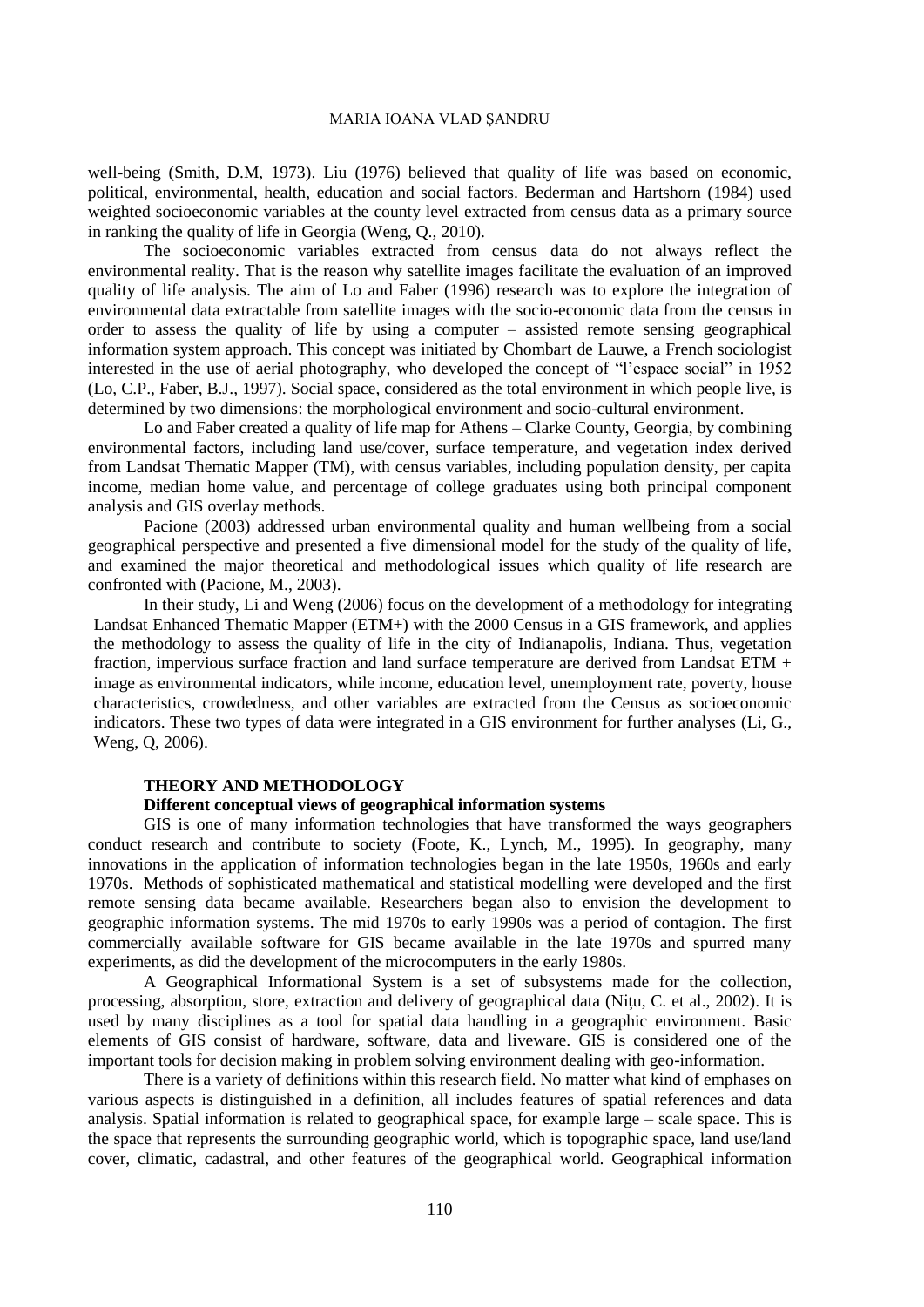well-being (Smith, D.M, 1973). Liu (1976) believed that quality of life was based on economic, political, environmental, health, education and social factors. Bederman and Hartshorn (1984) used weighted socioeconomic variables at the county level extracted from census data as a primary source in ranking the quality of life in Georgia (Weng, Q., 2010).

The socioeconomic variables extracted from census data do not always reflect the environmental reality. That is the reason why satellite images facilitate the evaluation of an improved quality of life analysis. The aim of Lo and Faber (1996) research was to explore the integration of environmental data extractable from satellite images with the socio-economic data from the census in order to assess the quality of life by using a computer – assisted remote sensing geographical information system approach. This concept was initiated by Chombart de Lauwe, a French sociologist interested in the use of aerial photography, who developed the concept of "l'espace social" in 1952 (Lo, C.P., Faber, B.J., 1997). Social space, considered as the total environment in which people live, is determined by two dimensions: the morphological environment and socio-cultural environment.

Lo and Faber created a quality of life map for Athens – Clarke County, Georgia, by combining environmental factors, including land use/cover, surface temperature, and vegetation index derived from Landsat Thematic Mapper (TM), with census variables, including population density, per capita income, median home value, and percentage of college graduates using both principal component analysis and GIS overlay methods.

Pacione (2003) addressed urban environmental quality and human wellbeing from a social geographical perspective and presented a five dimensional model for the study of the quality of life, and examined the major theoretical and methodological issues which quality of life research are confronted with (Pacione, M., 2003).

In their study, Li and Weng (2006) focus on the development of a methodology for integrating Landsat Enhanced Thematic Mapper (ETM+) with the 2000 Census in a GIS framework, and applies the methodology to assess the quality of life in the city of Indianapolis, Indiana. Thus, vegetation fraction, impervious surface fraction and land surface temperature are derived from Landsat ETM + image as environmental indicators, while income, education level, unemployment rate, poverty, house characteristics, crowdedness, and other variables are extracted from the Census as socioeconomic indicators. These two types of data were integrated in a GIS environment for further analyses (Li, G., Weng, Q, 2006).

## THEORY AND METHODOLOGY

### Different conceptual views of geographical information systems

GIS is one of many information technologies that have transformed the ways geographers conduct research and contribute to society (Foote, K., Lynch, M., 1995). In geography, many innovations in the application of information technologies began in the late 1950s, 1960s and early 1970s. Methods of sophisticated mathematical and statistical modelling were developed and the first remote sensing data became available. Researchers began also to envision the development to geographic information systems. The mid 1970s to early 1990s was a period of contagion. The first commercially available software for GIS became available in the late 1970s and spurred many experiments, as did the development of the microcomputers in the early 1980s.

A Geographical Informational System is a set of subsystems made for the collection, processing, absorption, store, extraction and delivery of geographical data (Nițu, C. et al., 2002). It is used by many disciplines as a tool for spatial data handling in a geographic environment. Basic elements of GIS consist of hardware, software, data and liveware. GIS is considered one of the important tools for decision making in problem solving environment dealing with geo-information.

There is a variety of definitions within this research field. No matter what kind of emphases on various aspects is distinguished in a definition, all includes features of spatial references and data analysis. Spatial information is related to geographical space, for example large – scale space. This is the space that represents the surrounding geographic world, which is topographic space, land use/land cover, climatic, cadastral, and other features of the geographical world. Geographical information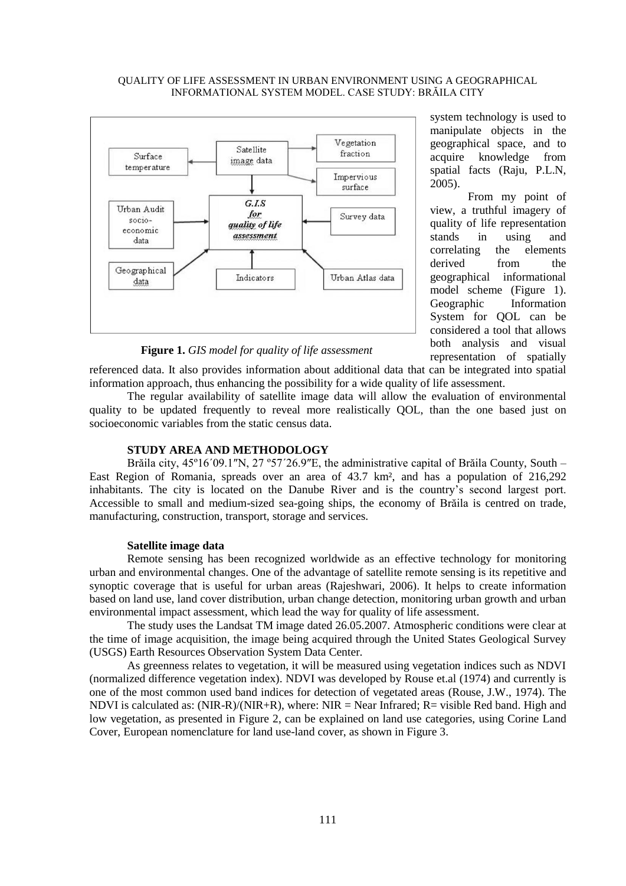system technology is used to manipulate objects in the geographical space, and to acquire knowledge from spatial facts (Raju, P.L.N, 2005).

From my point of view, a truthful imagery of quality of life representation stands in using and correlating the elements derived from the geographical informational model scheme (Figure 1). Geographic Information System for QOL can be considered a tool that allows both analysis and visual representation of spatially referenced data. It also provides information about additional data that can be integrated into spatial information approach, thus enhancing the possibility for a wide quality of life assessment.

**Figure 1.** *GIS model for quality of life assessment*

The regular availability of satellite image data will allow the evaluation of environmental quality to be updated frequently to reveal more realistically QOL, than the one based just on socioeconomic variables from the static census data.

## STUDY AREA AND METHODOLOGY

Brăila city, 45º16´09.1″N, 27 º57´26.9″E, the administrative capital of Brăila County, South – East Region of Romania, spreads over an area of 43.7 km², and has a population of 216,292 inhabitants. The city is located on the Danube River and is the country's second largest port. Accessible to small and medium-sized sea-going ships, the economy of Brăila is centred on trade, manufacturing, construction, transport, storage and services.

### Satellite image data

Remote sensing has been recognized worldwide as an effective technology for monitoring urban and environmental changes. One of the advantage of satellite remote sensing is its repetitive and synoptic coverage that is useful for urban areas (Rajeshwari, 2006). It helps to create information based on land use, land cover distribution, urban change detection, monitoring urban growth and urban environmental impact assessment, which lead the way for quality of life assessment.

The study uses the Landsat TM image dated 26.05.2007. Atmospheric conditions were clear at the time of image acquisition, the image being acquired through the United States Geological Survey (USGS) Earth Resources Observation System Data Center.

As greenness relates to vegetation, it will be measured using vegetation indices such as NDVI (normalized difference vegetation index). NDVI was developed by Rouse et.al (1974) and currently is one of the most common used band indices for detection of vegetated areas (Rouse, J.W., 1974). The NDVI is calculated as: (NIR-R)/(NIR+R), where: NIR = Near Infrared; R= visible Red band. High and low vegetation, as presented in Figure 2, can be explained on land use categories, using Corine Land Cover, European nomenclature for land use-land cover, as shown in Figure 3.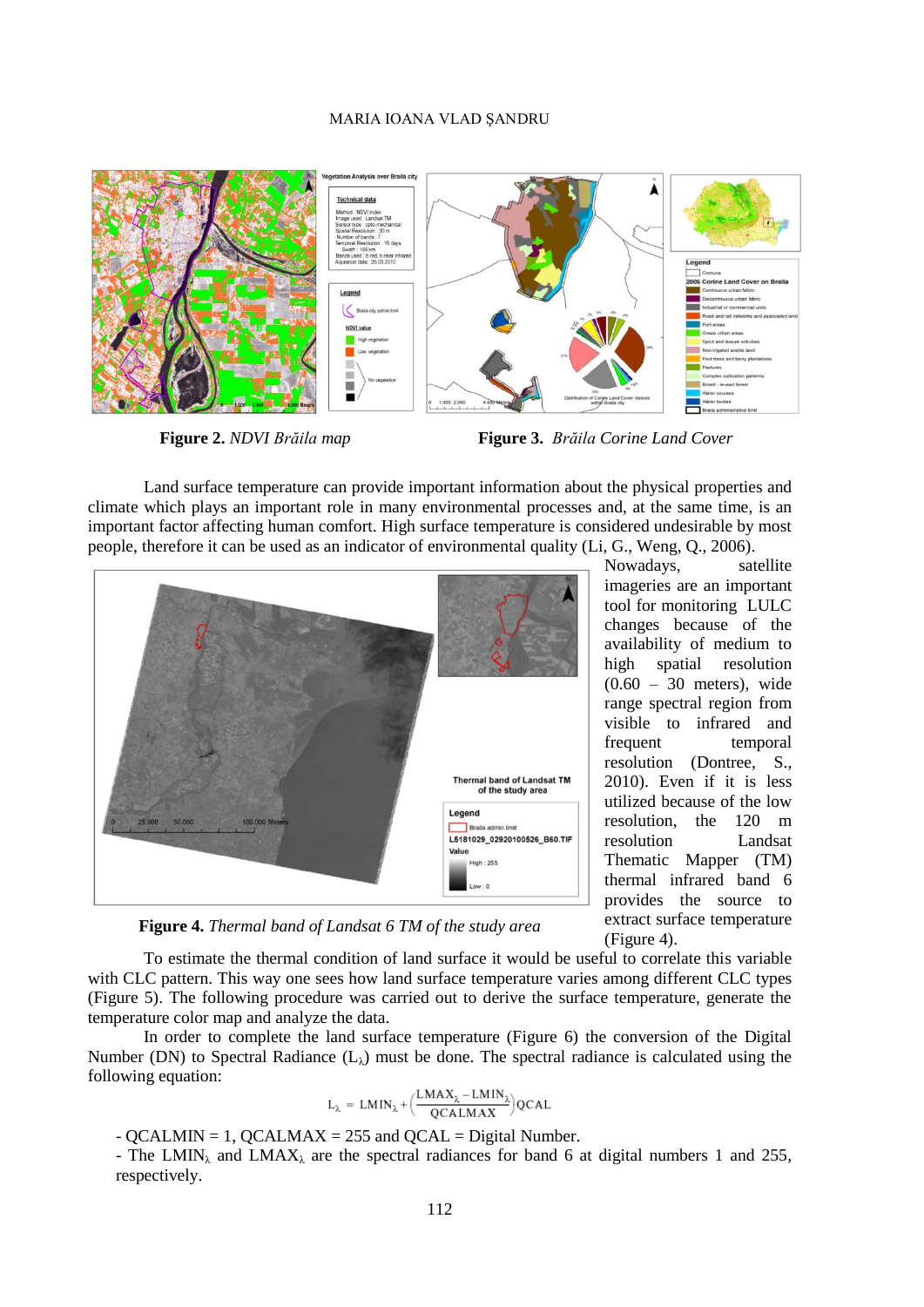**Figure 2.** *NDVI Brăila map*

**Figure 3.** *Brăila Corine Land Cover*

Land surface temperature can provide important information about the physical properties and climate which plays an important role in many environmental processes and, at the same time, is an important factor affecting human comfort. High surface temperature is considered undesirable by most people, therefore it can be used as an indicator of environmental quality (Li, G., Weng, Q., 2006).

Nowadays, satellite imageries are an important tool for monitoring LULC changes because of the availability of medium to high spatial resolution (0.60 – 30 meters), wide range spectral region from visible to infrared and frequent temporal resolution (Dontree, S., 2010). Even if it is less utilized because of the low resolution, the 120 m resolution Landsat Thematic Mapper (TM) thermal infrared band 6 provides the source to extract surface temperature (Figure 4).

**Figure 4.** *Thermal band of Landsat 6 TM of the study area*

To estimate the thermal condition of land surface it would be useful to correlate this variable with CLC pattern. This way one sees how land surface temperature varies among different CLC types (Figure 5). The following procedure was carried out to derive the surface temperature, generate the temperature color map and analyze the data.

In order to complete the land surface temperature (Figure 6) the conversion of the Digital Number (DN) to Spectral Radiance ($L_\lambda$) must be done. The spectral radiance is calculated using the following equation:

$$L_\lambda = LMIN_\lambda + \left(\frac{LMAX_\lambda - LMIN_\lambda}{QCALMAX}\right) QCAL$$

- QCALMIN = 1, QCALMAX = 255 and QCAL = Digital Number.
- The $LMIN_\lambda$ and $LMAX_\lambda$ are the spectral radiances for band 6 at digital numbers 1 and 255, respectively.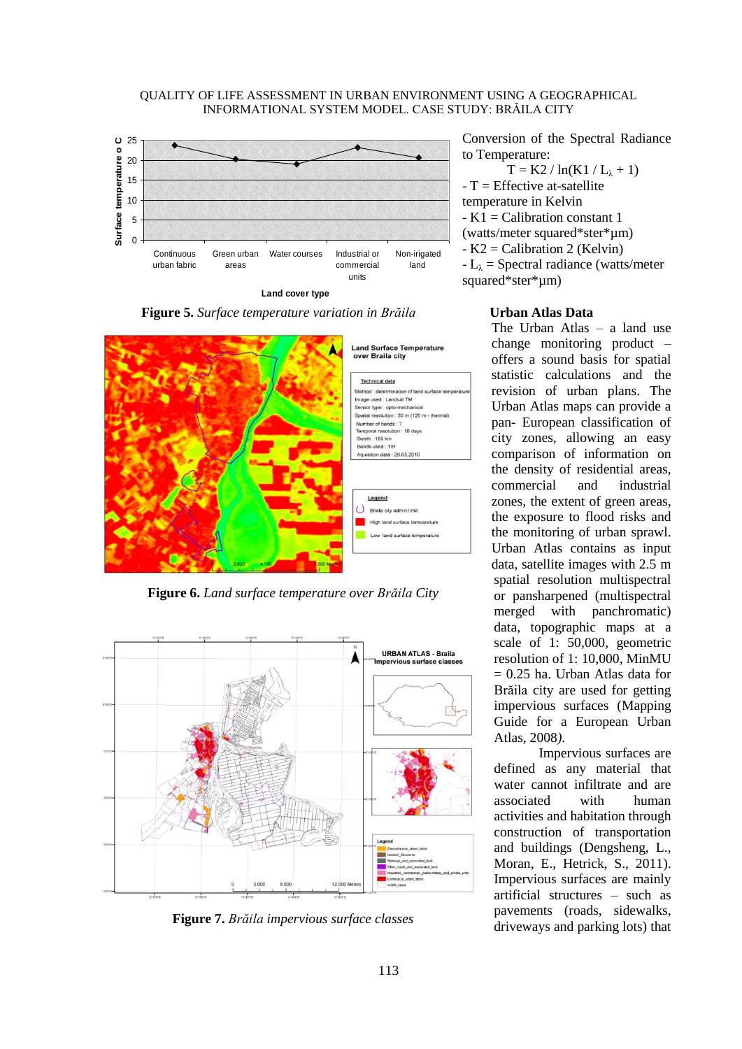**Figure 5.** *Surface temperature variation in Brăila*

**Figure 6.** *Land surface temperature over Brăila City*

**Figure 7.** *Brăila impervious surface classes*

Conversion of the Spectral Radiance to Temperature:

$$T = K2 / \ln(K1 / L_{\lambda} + 1)$$

- T = Effective at-satellite temperature in Kelvin
- K1 = Calibration constant 1 (watts/meter squared*ster*µm)
- K2 = Calibration 2 (Kelvin)
- $L_{\lambda}$ = Spectral radiance (watts/meter squared*ster*µm)

**Urban Atlas Data**

The Urban Atlas – a land use change monitoring product – offers a sound basis for spatial statistic calculations and the revision of urban plans. The Urban Atlas maps can provide a pan- European classification of city zones, allowing an easy comparison of information on the density of residential areas, commercial and industrial zones, the extent of green areas, the exposure to flood risks and the monitoring of urban sprawl. Urban Atlas contains as input data, satellite images with 2.5 m spatial resolution multispectral or pansharpened (multispectral merged with panchromatic) data, topographic maps at a scale of 1: 50,000, geometric resolution of 1: 10,000, MinMU = 0.25 ha. Urban Atlas data for Brăila city are used for getting impervious surfaces (Mapping Guide for a European Urban Atlas, 2008).

Impervious surfaces are defined as any material that water cannot infiltrate and are associated with human activities and habitation through construction of transportation and buildings (Dengsheng, L., Moran, E., Hetrick, S., 2011). Impervious surfaces are mainly artificial structures – such as pavements (roads, sidewalks, driveways and parking lots) that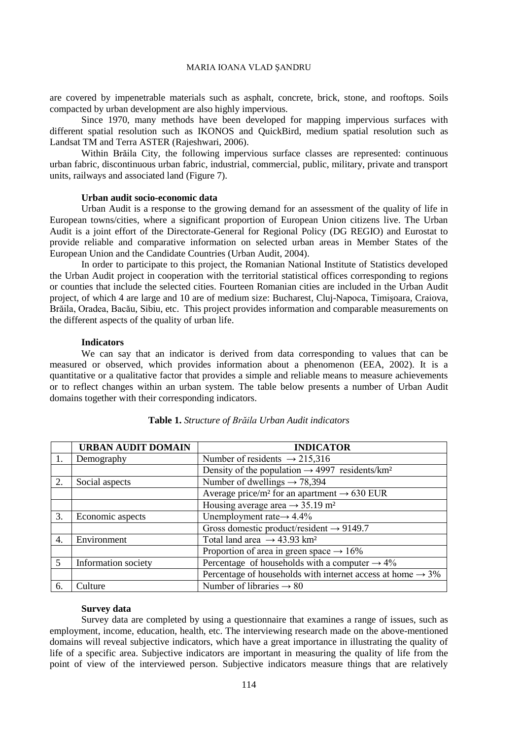are covered by impenetrable materials such as asphalt, concrete, brick, stone, and rooftops. Soils compacted by urban development are also highly impervious.

Since 1970, many methods have been developed for mapping impervious surfaces with different spatial resolution such as IKONOS and QuickBird, medium spatial resolution such as Landsat TM and Terra ASTER (Rajeshwari, 2006).

Within Brăila City, the following impervious surface classes are represented: continuous urban fabric, discontinuous urban fabric, industrial, commercial, public, military, private and transport units, railways and associated land (Figure 7).

**Urban audit socio-economic data**

Urban Audit is a response to the growing demand for an assessment of the quality of life in European towns/cities, where a significant proportion of European Union citizens live. The Urban Audit is a joint effort of the Directorate-General for Regional Policy (DG REGIO) and Eurostat to provide reliable and comparative information on selected urban areas in Member States of the European Union and the Candidate Countries (Urban Audit, 2004).

In order to participate to this project, the Romanian National Institute of Statistics developed the Urban Audit project in cooperation with the territorial statistical offices corresponding to regions or counties that include the selected cities. Fourteen Romanian cities are included in the Urban Audit project, of which 4 are large and 10 are of medium size: Bucharest, Cluj-Napoca, Timişoara, Craiova, Brăila, Oradea, Bacău, Sibiu, etc. This project provides information and comparable measurements on the different aspects of the quality of urban life.

**Indicators**

We can say that an indicator is derived from data corresponding to values that can be measured or observed, which provides information about a phenomenon (EEA, 2002). It is a quantitative or a qualitative factor that provides a simple and reliable means to measure achievements or to reflect changes within an urban system. The table below presents a number of Urban Audit domains together with their corresponding indicators.

**Table 1.** *Structure of Brăila Urban Audit indicators*

| | URBAN AUDIT DOMAIN | INDICATOR |
|---|---|---|
| 1. | Demography | Number of residents → 215,316 |
| | | Density of the population → 4997 residents/km² |
| 2. | Social aspects | Number of dwellings → 78,394 |
| | | Average price/m² for an apartment → 630 EUR |
| | | Housing average area → 35.19 m² |
| 3. | Economic aspects | Unemployment rate→ 4.4% |
| | | Gross domestic product/resident → 9149.7 |
| 4. | Environment | Total land area → 43.93 km² |
| | | Proportion of area in green space → 16% |
| 5 | Information society | Percentage of households with a computer → 4% |
| | | Percentage of households with internet access at home → 3% |
| 6. | Culture | Number of libraries → 80 |

**Survey data**

Survey data are completed by using a questionnaire that examines a range of issues, such as employment, income, education, health, etc. The interviewing research made on the above-mentioned domains will reveal subjective indicators, which have a great importance in illustrating the quality of life of a specific area. Subjective indicators are important in measuring the quality of life from the point of view of the interviewed person. Subjective indicators measure things that are relatively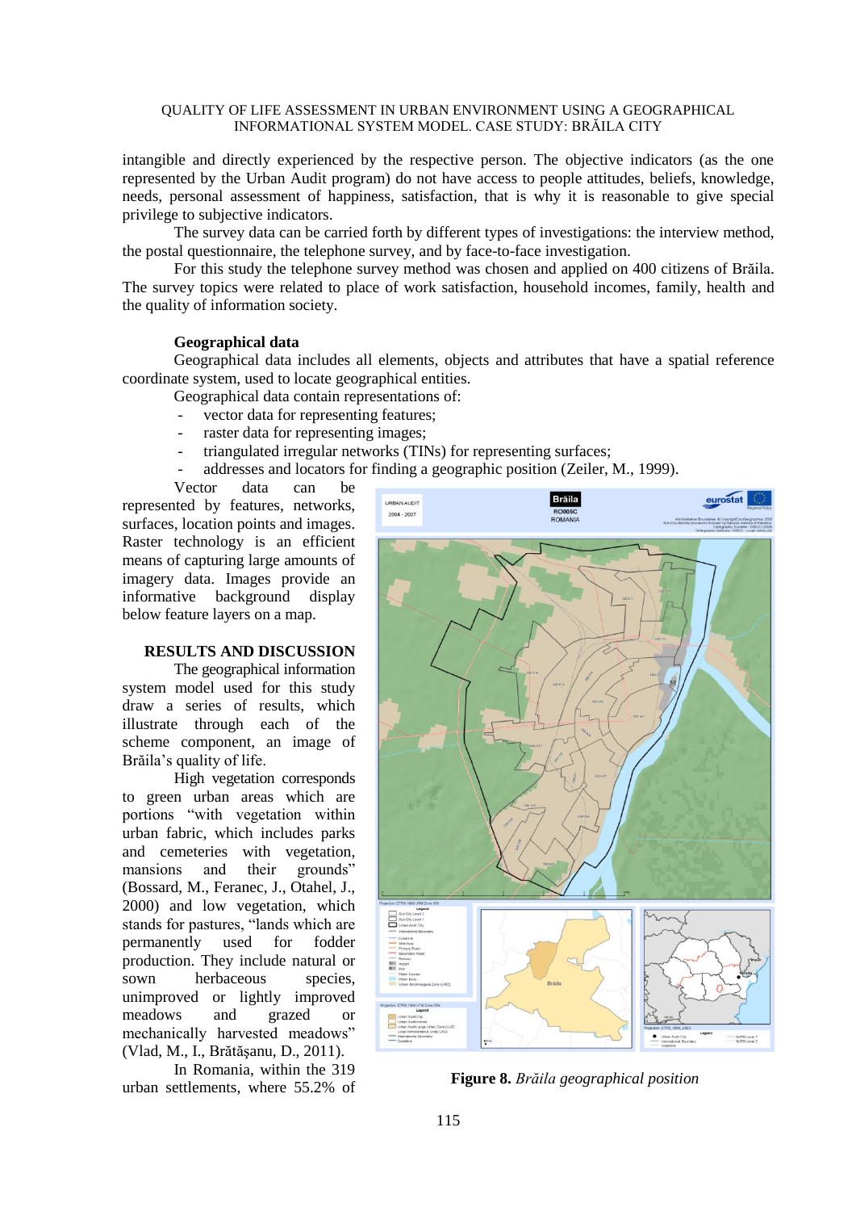intangible and directly experienced by the respective person. The objective indicators (as the one represented by the Urban Audit program) do not have access to people attitudes, beliefs, knowledge, needs, personal assessment of happiness, satisfaction, that is why it is reasonable to give special privilege to subjective indicators.

The survey data can be carried forth by different types of investigations: the interview method, the postal questionnaire, the telephone survey, and by face-to-face investigation.

For this study the telephone survey method was chosen and applied on 400 citizens of Brăila. The survey topics were related to place of work satisfaction, household incomes, family, health and the quality of information society.

#### Geographical data

Geographical data includes all elements, objects and attributes that have a spatial reference coordinate system, used to locate geographical entities.

Geographical data contain representations of:

- vector data for representing features;
- raster data for representing images;
- triangulated irregular networks (TINs) for representing surfaces;
- addresses and locators for finding a geographic position (Zeiler, M., 1999).

Vector data can be represented by features, networks, surfaces, location points and images. Raster technology is an efficient means of capturing large amounts of imagery data. Images provide an informative background display below feature layers on a map.

## RESULTS AND DISCUSSION

The geographical information system model used for this study draw a series of results, which illustrate through each of the scheme component, an image of Brăila's quality of life.

High vegetation corresponds to green urban areas which are portions "with vegetation within urban fabric, which includes parks and cemeteries with vegetation, mansions and their grounds" (Bossard, M., Feranec, J., Otahel, J., 2000) and low vegetation, which stands for pastures, "lands which are permanently used for fodder production. They include natural or sown herbaceous species, unimproved or lightly improved meadows and grazed or mechanically harvested meadows" (Vlad, M., I., Brătășanu, D., 2011).

In Romania, within the 319 urban settlements, where 55.2% of

**Figure 8.** *Brăila geographical position*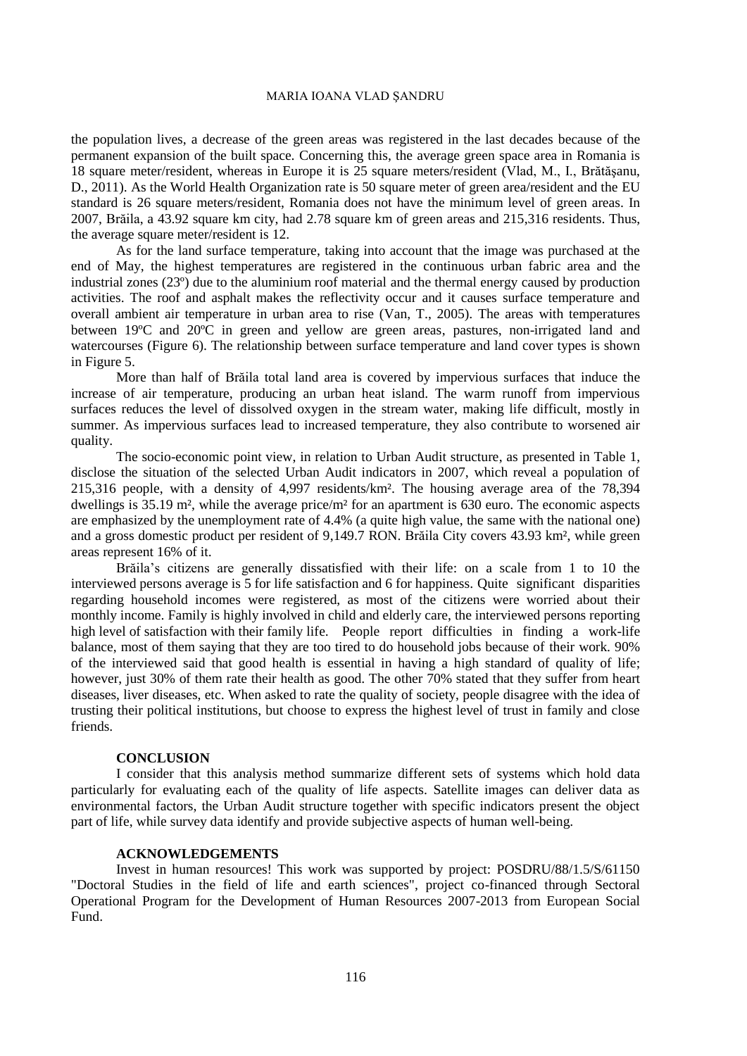the population lives, a decrease of the green areas was registered in the last decades because of the permanent expansion of the built space. Concerning this, the average green space area in Romania is 18 square meter/resident, whereas in Europe it is 25 square meters/resident (Vlad, M., I., Brătăşanu, D., 2011). As the World Health Organization rate is 50 square meter of green area/resident and the EU standard is 26 square meters/resident, Romania does not have the minimum level of green areas. In 2007, Brăila, a 43.92 square km city, had 2.78 square km of green areas and 215,316 residents. Thus, the average square meter/resident is 12.

As for the land surface temperature, taking into account that the image was purchased at the end of May, the highest temperatures are registered in the continuous urban fabric area and the industrial zones (23º) due to the aluminium roof material and the thermal energy caused by production activities. The roof and asphalt makes the reflectivity occur and it causes surface temperature and overall ambient air temperature in urban area to rise (Van, T., 2005). The areas with temperatures between 19ºC and 20ºC in green and yellow are green areas, pastures, non-irrigated land and watercourses (Figure 6). The relationship between surface temperature and land cover types is shown in Figure 5.

More than half of Brăila total land area is covered by impervious surfaces that induce the increase of air temperature, producing an urban heat island. The warm runoff from impervious surfaces reduces the level of dissolved oxygen in the stream water, making life difficult, mostly in summer. As impervious surfaces lead to increased temperature, they also contribute to worsened air quality.

The socio-economic point view, in relation to Urban Audit structure, as presented in Table 1, disclose the situation of the selected Urban Audit indicators in 2007, which reveal a population of 215,316 people, with a density of 4,997 residents/km². The housing average area of the 78,394 dwellings is 35.19 m², while the average price/m² for an apartment is 630 euro. The economic aspects are emphasized by the unemployment rate of 4.4% (a quite high value, the same with the national one) and a gross domestic product per resident of 9,149.7 RON. Brăila City covers 43.93 km², while green areas represent 16% of it.

Brăila's citizens are generally dissatisfied with their life: on a scale from 1 to 10 the interviewed persons average is 5 for life satisfaction and 6 for happiness. Quite significant disparities regarding household incomes were registered, as most of the citizens were worried about their monthly income. Family is highly involved in child and elderly care, the interviewed persons reporting high level of satisfaction with their family life. People report difficulties in finding a work-life balance, most of them saying that they are too tired to do household jobs because of their work. 90% of the interviewed said that good health is essential in having a high standard of quality of life; however, just 30% of them rate their health as good. The other 70% stated that they suffer from heart diseases, liver diseases, etc. When asked to rate the quality of society, people disagree with the idea of trusting their political institutions, but choose to express the highest level of trust in family and close friends.

## CONCLUSION

I consider that this analysis method summarize different sets of systems which hold data particularly for evaluating each of the quality of life aspects. Satellite images can deliver data as environmental factors, the Urban Audit structure together with specific indicators present the object part of life, while survey data identify and provide subjective aspects of human well-being.

## ACKNOWLEDGEMENTS

Invest in human resources! This work was supported by project: POSDRU/88/1.5/S/61150 "Doctoral Studies in the field of life and earth sciences", project co-financed through Sectoral Operational Program for the Development of Human Resources 2007-2013 from European Social Fund.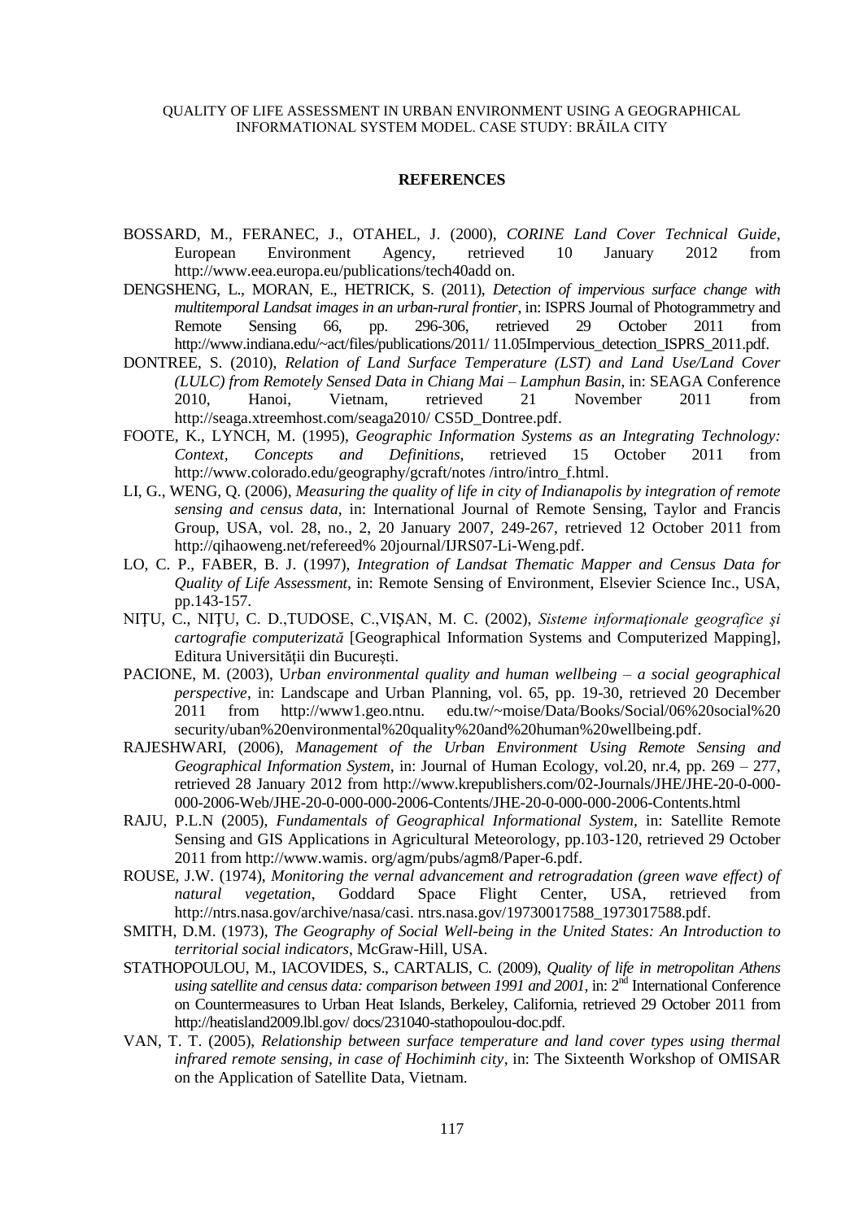## REFERENCES

BOSSARD, M., FERANEC, J., OTAHEL, J. (2000), *CORINE Land Cover Technical Guide*, European Environment Agency, retrieved 10 January 2012 from http://www.eea.europa.eu/publications/tech40add on.

DENGSHENG, L., MORAN, E., HETRICK, S. (2011), *Detection of impervious surface change with multitemporal Landsat images in an urban-rural frontier*, in: ISPRS Journal of Photogrammetry and Remote Sensing 66, pp. 296-306, retrieved 29 October 2011 from http://www.indiana.edu/~act/files/publications/2011/ 11.05Impervious_detection_ISPRS_2011.pdf.

DONTREE, S. (2010), *Relation of Land Surface Temperature (LST) and Land Use/Land Cover (LULC) from Remotely Sensed Data in Chiang Mai – Lamphun Basin*, in: SEAGA Conference 2010, Hanoi, Vietnam, retrieved 21 November 2011 from http://seaga.xtreemhost.com/seaga2010/ CS5D_Dontree.pdf.

FOOTE, K., LYNCH, M. (1995), *Geographic Information Systems as an Integrating Technology: Context, Concepts and Definitions*, retrieved 15 October 2011 from http://www.colorado.edu/geography/gcraft/notes /intro/intro_f.html.

LI, G., WENG, Q. (2006), *Measuring the quality of life in city of Indianapolis by integration of remote sensing and census data*, in: International Journal of Remote Sensing, Taylor and Francis Group, USA, vol. 28, no., 2, 20 January 2007, 249-267, retrieved 12 October 2011 from http://qihaoweng.net/refereed% 20journal/IJRS07-Li-Weng.pdf.

LO, C. P., FABER, B. J. (1997), *Integration of Landsat Thematic Mapper and Census Data for Quality of Life Assessment*, in: Remote Sensing of Environment, Elsevier Science Inc., USA, pp.143-157.

NIŢU, C., NIŢU, C. D.,TUDOSE, C.,VIŞAN, M. C. (2002), *Sisteme informaţionale geografice şi cartografie computerizată* [Geographical Information Systems and Computerized Mapping], Editura Universităţii din Bucureşti.

PACIONE, M. (2003), U*rban environmental quality and human wellbeing – a social geographical perspective*, in: Landscape and Urban Planning, vol. 65, pp. 19-30, retrieved 20 December 2011 from http://www1.geo.ntnu. edu.tw/~moise/Data/Books/Social/06%20social%20 security/uban%20environmental%20quality%20and%20human%20wellbeing.pdf.

RAJESHWARI, (2006), *Management of the Urban Environment Using Remote Sensing and Geographical Information System*, in: Journal of Human Ecology, vol.20, nr.4, pp. 269 – 277, retrieved 28 January 2012 from http://www.krepublishers.com/02-Journals/JHE/JHE-20-0-000-000-2006-Web/JHE-20-0-000-000-2006-Contents/JHE-20-0-000-000-2006-Contents.html

RAJU, P.L.N (2005), *Fundamentals of Geographical Informational System,* in: Satellite Remote Sensing and GIS Applications in Agricultural Meteorology, pp.103-120, retrieved 29 October 2011 from http://www.wamis. org/agm/pubs/agm8/Paper-6.pdf.

ROUSE, J.W. (1974), *Monitoring the vernal advancement and retrogradation (green wave effect) of natural vegetation*, Goddard Space Flight Center, USA, retrieved from http://ntrs.nasa.gov/archive/nasa/casi. ntrs.nasa.gov/19730017588_1973017588.pdf.

SMITH, D.M. (1973), *The Geography of Social Well-being in the United States: An Introduction to territorial social indicators*, McGraw-Hill, USA.

STATHOPOULOU, M., IACOVIDES, S., CARTALIS, C. (2009), *Quality of life in metropolitan Athens using satellite and census data: comparison between 1991 and 2001*, in: 2nd International Conference on Countermeasures to Urban Heat Islands, Berkeley, California, retrieved 29 October 2011 from http://heatisland2009.lbl.gov/ docs/231040-stathopoulou-doc.pdf.

VAN, T. T. (2005), *Relationship between surface temperature and land cover types using thermal infrared remote sensing, in case of Hochiminh city*, in: The Sixteenth Workshop of OMISAR on the Application of Satellite Data, Vietnam.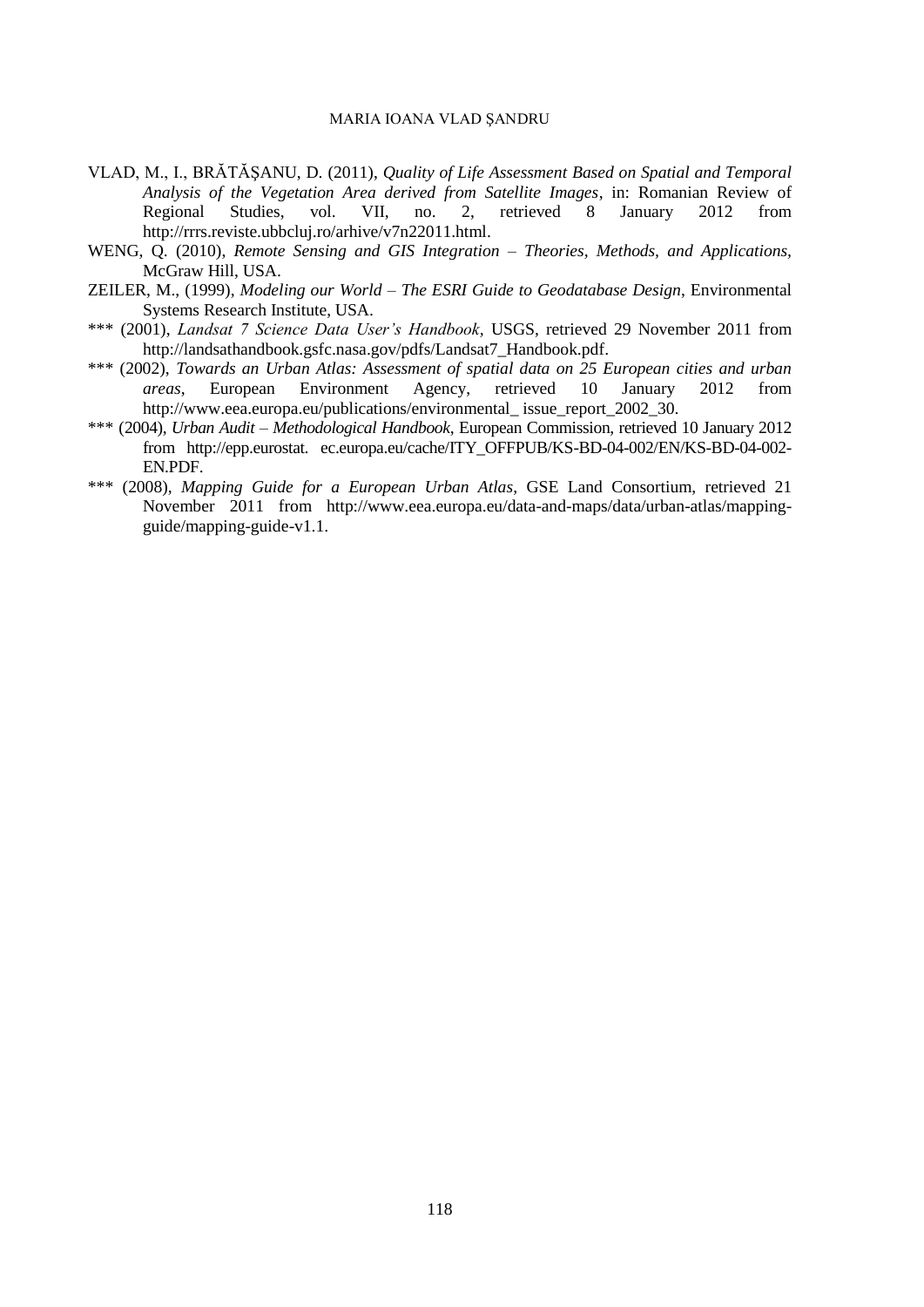VLAD, M., I., BRĂTĂŞANU, D. (2011), *Quality of Life Assessment Based on Spatial and Temporal Analysis of the Vegetation Area derived from Satellite Images*, in: Romanian Review of Regional Studies, vol. VII, no. 2, retrieved 8 January 2012 from http://rrrs.reviste.ubbcluj.ro/arhive/v7n22011.html.

WENG, Q. (2010), *Remote Sensing and GIS Integration – Theories, Methods, and Applications*, McGraw Hill, USA.

ZEILER, M., (1999), *Modeling our World – The ESRI Guide to Geodatabase Design*, Environmental Systems Research Institute, USA.

*** (2001), *Landsat 7 Science Data User's Handbook*, USGS, retrieved 29 November 2011 from http://landsathandbook.gsfc.nasa.gov/pdfs/Landsat7_Handbook.pdf.

*** (2002), *Towards an Urban Atlas: Assessment of spatial data on 25 European cities and urban areas*, European Environment Agency, retrieved 10 January 2012 from http://www.eea.europa.eu/publications/environmental_ issue_report_2002_30.

*** (2004), *Urban Audit – Methodological Handbook*, European Commission, retrieved 10 January 2012 from http://epp.eurostat. ec.europa.eu/cache/ITY_OFFPUB/KS-BD-04-002/EN/KS-BD-04-002-EN.PDF.

*** (2008), *Mapping Guide for a European Urban Atlas*, GSE Land Consortium, retrieved 21 November 2011 from http://www.eea.europa.eu/data-and-maps/data/urban-atlas/mapping-guide/mapping-guide-v1.1.